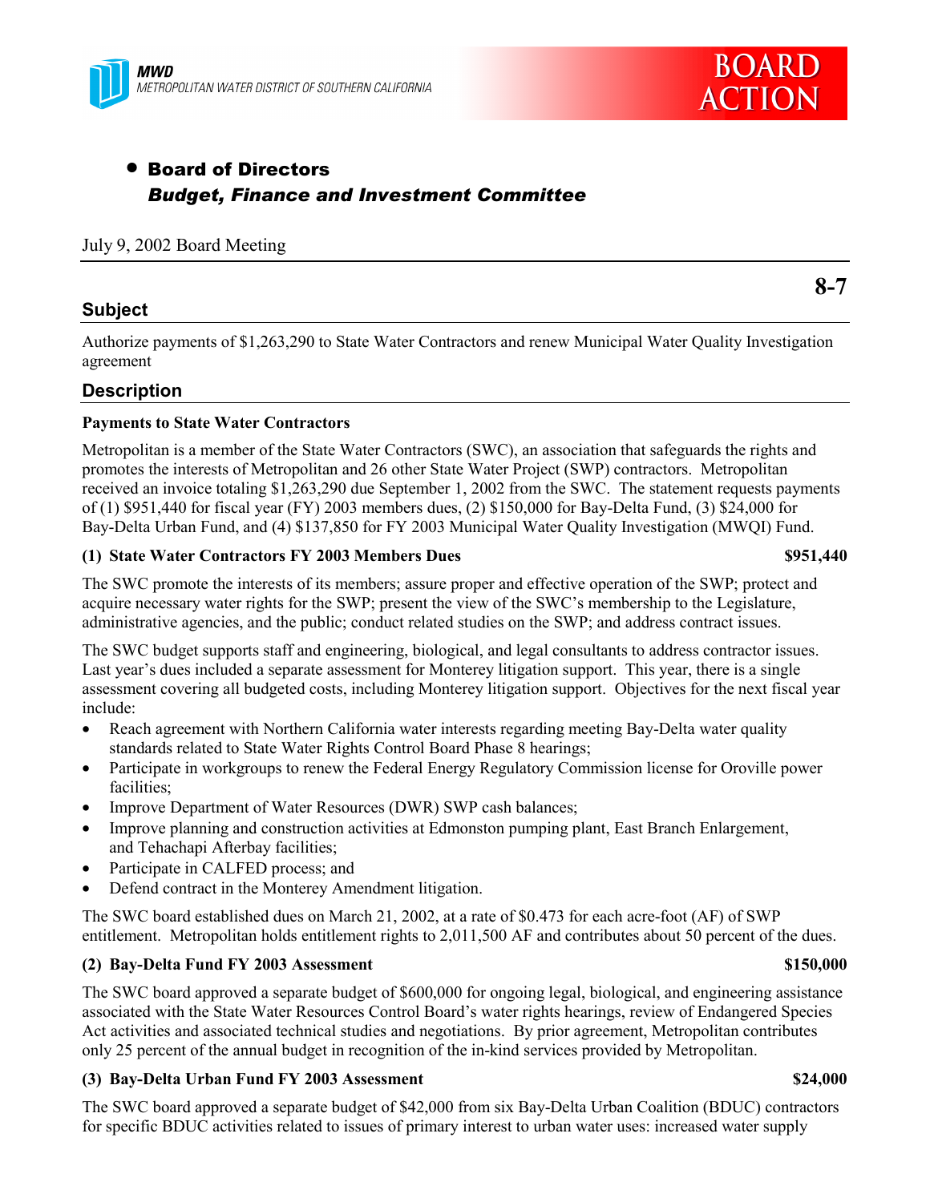MWD
METROPOLITAN WATER DISTRICT OF SOUTHERN CALIFORNIA

BOARD ACTION

- **Board of Directors**
  ***Budget, Finance and Investment Committee***

July 9, 2002 Board Meeting

**8-7**

## Subject

Authorize payments of $1,263,290 to State Water Contractors and renew Municipal Water Quality Investigation agreement

## Description

**Payments to State Water Contractors**

Metropolitan is a member of the State Water Contractors (SWC), an association that safeguards the rights and promotes the interests of Metropolitan and 26 other State Water Project (SWP) contractors. Metropolitan received an invoice totaling $1,263,290 due September 1, 2002 from the SWC. The statement requests payments of (1) $951,440 for fiscal year (FY) 2003 members dues, (2) $150,000 for Bay-Delta Fund, (3) $24,000 for Bay-Delta Urban Fund, and (4) $137,850 for FY 2003 Municipal Water Quality Investigation (MWQI) Fund.

**(1) State Water Contractors FY 2003 Members Dues — $951,440**

The SWC promote the interests of its members; assure proper and effective operation of the SWP; protect and acquire necessary water rights for the SWP; present the view of the SWC's membership to the Legislature, administrative agencies, and the public; conduct related studies on the SWP; and address contract issues.

The SWC budget supports staff and engineering, biological, and legal consultants to address contractor issues. Last year's dues included a separate assessment for Monterey litigation support. This year, there is a single assessment covering all budgeted costs, including Monterey litigation support. Objectives for the next fiscal year include:

- Reach agreement with Northern California water interests regarding meeting Bay-Delta water quality standards related to State Water Rights Control Board Phase 8 hearings;
- Participate in workgroups to renew the Federal Energy Regulatory Commission license for Oroville power facilities;
- Improve Department of Water Resources (DWR) SWP cash balances;
- Improve planning and construction activities at Edmonston pumping plant, East Branch Enlargement, and Tehachapi Afterbay facilities;
- Participate in CALFED process; and
- Defend contract in the Monterey Amendment litigation.

The SWC board established dues on March 21, 2002, at a rate of $0.473 for each acre-foot (AF) of SWP entitlement. Metropolitan holds entitlement rights to 2,011,500 AF and contributes about 50 percent of the dues.

**(2) Bay-Delta Fund FY 2003 Assessment — $150,000**

The SWC board approved a separate budget of $600,000 for ongoing legal, biological, and engineering assistance associated with the State Water Resources Control Board's water rights hearings, review of Endangered Species Act activities and associated technical studies and negotiations. By prior agreement, Metropolitan contributes only 25 percent of the annual budget in recognition of the in-kind services provided by Metropolitan.

**(3) Bay-Delta Urban Fund FY 2003 Assessment — $24,000**

The SWC board approved a separate budget of $42,000 from six Bay-Delta Urban Coalition (BDUC) contractors for specific BDUC activities related to issues of primary interest to urban water uses: increased water supply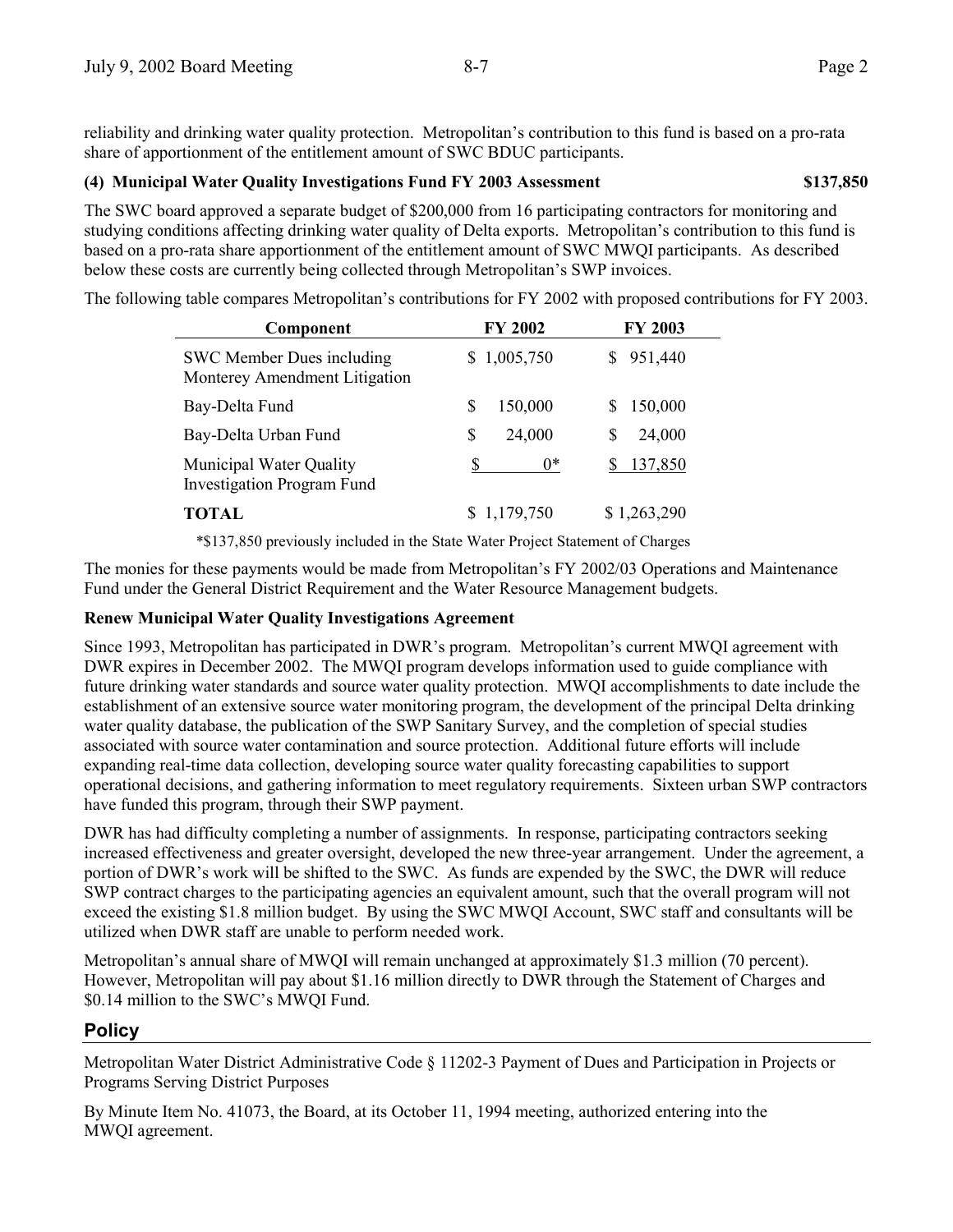reliability and drinking water quality protection. Metropolitan's contribution to this fund is based on a pro-rata share of apportionment of the entitlement amount of SWC BDUC participants.

**(4) Municipal Water Quality Investigations Fund FY 2003 Assessment $137,850**

The SWC board approved a separate budget of $200,000 from 16 participating contractors for monitoring and studying conditions affecting drinking water quality of Delta exports. Metropolitan's contribution to this fund is based on a pro-rata share apportionment of the entitlement amount of SWC MWQI participants. As described below these costs are currently being collected through Metropolitan's SWP invoices.

The following table compares Metropolitan's contributions for FY 2002 with proposed contributions for FY 2003.

| Component | FY 2002 | FY 2003 |
|---|---|---|
| SWC Member Dues including Monterey Amendment Litigation | $ 1,005,750 | $ 951,440 |
| Bay-Delta Fund | $ 150,000 | $ 150,000 |
| Bay-Delta Urban Fund | $ 24,000 | $ 24,000 |
| Municipal Water Quality Investigation Program Fund | $ 0* | $ 137,850 |
| **TOTAL** | $ 1,179,750 | $ 1,263,290 |

*$137,850 previously included in the State Water Project Statement of Charges

The monies for these payments would be made from Metropolitan's FY 2002/03 Operations and Maintenance Fund under the General District Requirement and the Water Resource Management budgets.

**Renew Municipal Water Quality Investigations Agreement**

Since 1993, Metropolitan has participated in DWR's program. Metropolitan's current MWQI agreement with DWR expires in December 2002. The MWQI program develops information used to guide compliance with future drinking water standards and source water quality protection. MWQI accomplishments to date include the establishment of an extensive source water monitoring program, the development of the principal Delta drinking water quality database, the publication of the SWP Sanitary Survey, and the completion of special studies associated with source water contamination and source protection. Additional future efforts will include expanding real-time data collection, developing source water quality forecasting capabilities to support operational decisions, and gathering information to meet regulatory requirements. Sixteen urban SWP contractors have funded this program, through their SWP payment.

DWR has had difficulty completing a number of assignments. In response, participating contractors seeking increased effectiveness and greater oversight, developed the new three-year arrangement. Under the agreement, a portion of DWR's work will be shifted to the SWC. As funds are expended by the SWC, the DWR will reduce SWP contract charges to the participating agencies an equivalent amount, such that the overall program will not exceed the existing $1.8 million budget. By using the SWC MWQI Account, SWC staff and consultants will be utilized when DWR staff are unable to perform needed work.

Metropolitan's annual share of MWQI will remain unchanged at approximately $1.3 million (70 percent). However, Metropolitan will pay about $1.16 million directly to DWR through the Statement of Charges and $0.14 million to the SWC's MWQI Fund.

## Policy

Metropolitan Water District Administrative Code § 11202-3 Payment of Dues and Participation in Projects or Programs Serving District Purposes

By Minute Item No. 41073, the Board, at its October 11, 1994 meeting, authorized entering into the MWQI agreement.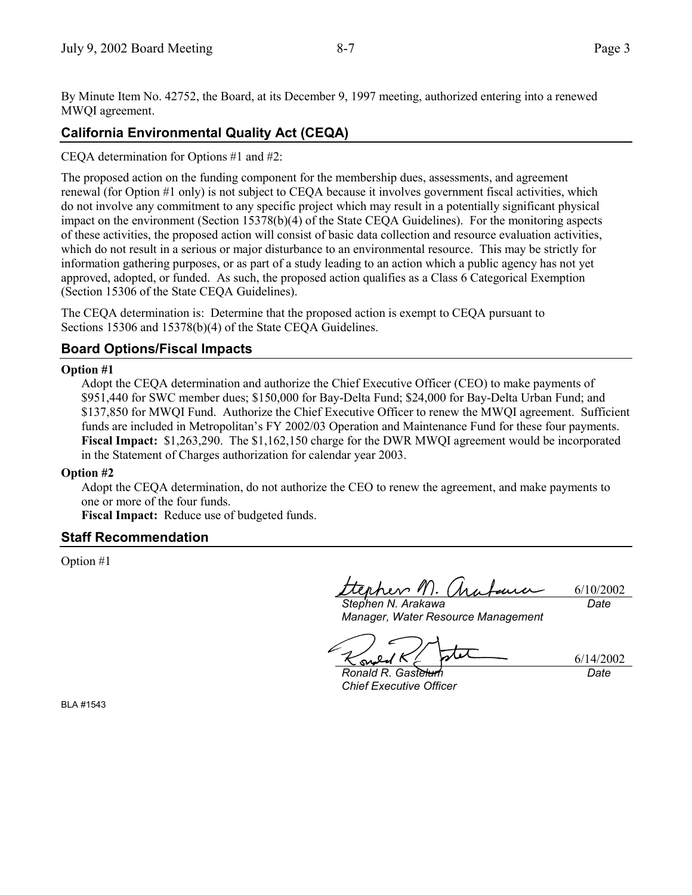By Minute Item No. 42752, the Board, at its December 9, 1997 meeting, authorized entering into a renewed MWQI agreement.

## California Environmental Quality Act (CEQA)

CEQA determination for Options #1 and #2:

The proposed action on the funding component for the membership dues, assessments, and agreement renewal (for Option #1 only) is not subject to CEQA because it involves government fiscal activities, which do not involve any commitment to any specific project which may result in a potentially significant physical impact on the environment (Section 15378(b)(4) of the State CEQA Guidelines). For the monitoring aspects of these activities, the proposed action will consist of basic data collection and resource evaluation activities, which do not result in a serious or major disturbance to an environmental resource. This may be strictly for information gathering purposes, or as part of a study leading to an action which a public agency has not yet approved, adopted, or funded. As such, the proposed action qualifies as a Class 6 Categorical Exemption (Section 15306 of the State CEQA Guidelines).

The CEQA determination is: Determine that the proposed action is exempt to CEQA pursuant to Sections 15306 and 15378(b)(4) of the State CEQA Guidelines.

## Board Options/Fiscal Impacts

**Option #1**

Adopt the CEQA determination and authorize the Chief Executive Officer (CEO) to make payments of $951,440 for SWC member dues; $150,000 for Bay-Delta Fund; $24,000 for Bay-Delta Urban Fund; and $137,850 for MWQI Fund. Authorize the Chief Executive Officer to renew the MWQI agreement. Sufficient funds are included in Metropolitan's FY 2002/03 Operation and Maintenance Fund for these four payments.
**Fiscal Impact:** $1,263,290. The $1,162,150 charge for the DWR MWQI agreement would be incorporated in the Statement of Charges authorization for calendar year 2003.

**Option #2**

Adopt the CEQA determination, do not authorize the CEO to renew the agreement, and make payments to one or more of the four funds.
**Fiscal Impact:** Reduce use of budgeted funds.

## Staff Recommendation

Option #1

| | |
|---|---|
| *Stephen N. Arakawa* | 6/10/2002 |
| *Manager, Water Resource Management* | *Date* |

| | |
|---|---|
| *Ronald R. Gastelum* | 6/14/2002 |
| *Chief Executive Officer* | *Date* |

BLA #1543